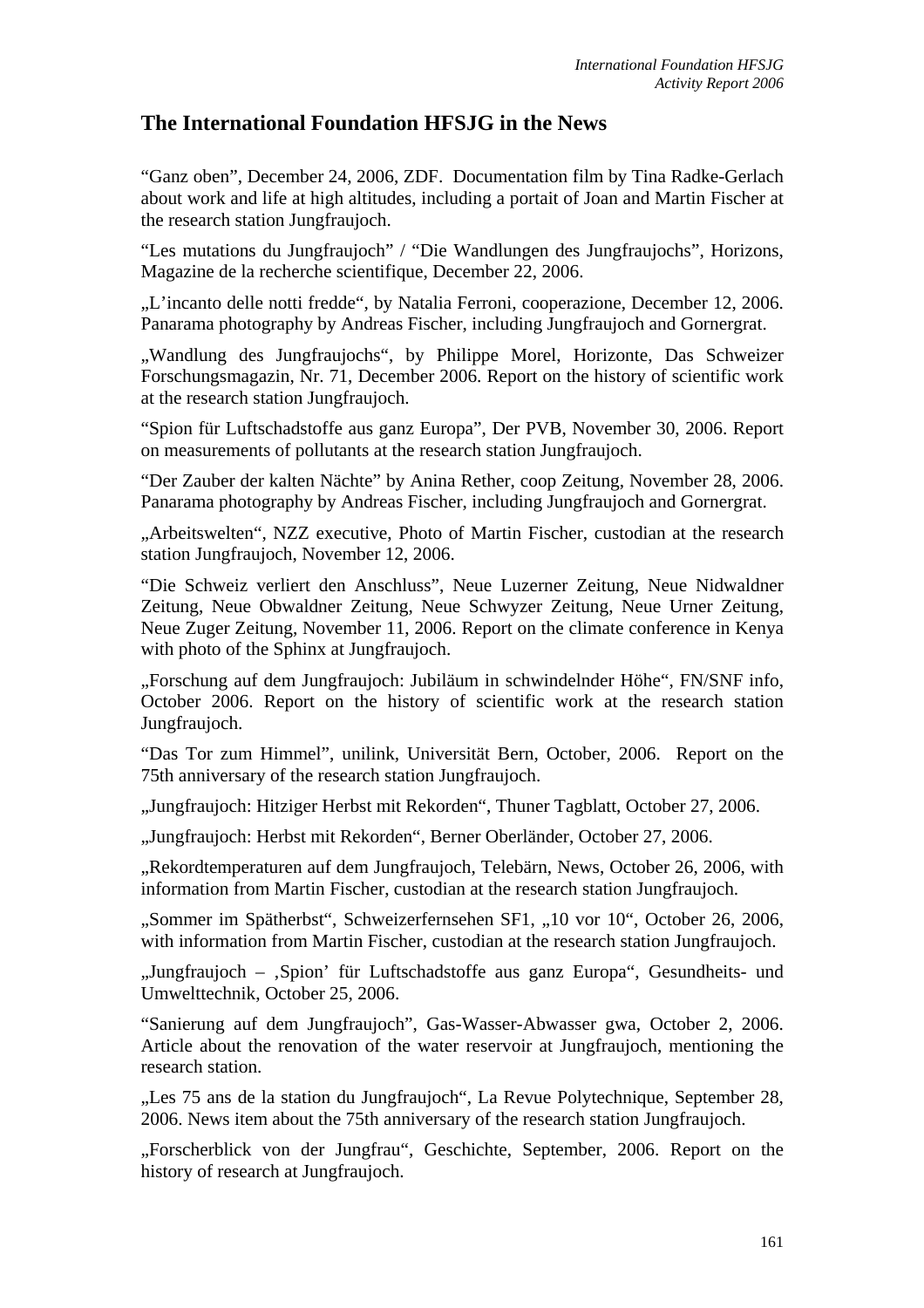## The International Foundation HFSJG in the News

"Ganz oben", December 24, 2006, ZDF. Documentation film by Tina Radke-Gerlach about work and life at high altitudes, including a portait of Joan and Martin Fischer at the research station Jungfraujoch.

"Les mutations du Jungfraujoch" / "Die Wandlungen des Jungfraujochs", Horizons, Magazine de la recherche scientifique, December 22, 2006.

„L'incanto delle notti fredde", by Natalia Ferroni, cooperazione, December 12, 2006. Panarama photography by Andreas Fischer, including Jungfraujoch and Gornergrat.

„Wandlung des Jungfraujochs", by Philippe Morel, Horizonte, Das Schweizer Forschungsmagazin, Nr. 71, December 2006. Report on the history of scientific work at the research station Jungfraujoch.

"Spion für Luftschadstoffe aus ganz Europa", Der PVB, November 30, 2006. Report on measurements of pollutants at the research station Jungfraujoch.

"Der Zauber der kalten Nächte" by Anina Rether, coop Zeitung, November 28, 2006. Panarama photography by Andreas Fischer, including Jungfraujoch and Gornergrat.

„Arbeitswelten", NZZ executive, Photo of Martin Fischer, custodian at the research station Jungfraujoch, November 12, 2006.

"Die Schweiz verliert den Anschluss", Neue Luzerner Zeitung, Neue Nidwaldner Zeitung, Neue Obwaldner Zeitung, Neue Schwyzer Zeitung, Neue Urner Zeitung, Neue Zuger Zeitung, November 11, 2006. Report on the climate conference in Kenya with photo of the Sphinx at Jungfraujoch.

„Forschung auf dem Jungfraujoch: Jubiläum in schwindelnder Höhe", FN/SNF info, October 2006. Report on the history of scientific work at the research station Jungfraujoch.

"Das Tor zum Himmel", unilink, Universität Bern, October, 2006. Report on the 75th anniversary of the research station Jungfraujoch.

„Jungfraujoch: Hitziger Herbst mit Rekorden", Thuner Tagblatt, October 27, 2006.

„Jungfraujoch: Herbst mit Rekorden", Berner Oberländer, October 27, 2006.

„Rekordtemperaturen auf dem Jungfraujoch, Telebärn, News, October 26, 2006, with information from Martin Fischer, custodian at the research station Jungfraujoch.

„Sommer im Spätherbst", Schweizerfernsehen SF1, „10 vor 10", October 26, 2006, with information from Martin Fischer, custodian at the research station Jungfraujoch.

„Jungfraujoch – ‚Spion' für Luftschadstoffe aus ganz Europa", Gesundheits- und Umwelttechnik, October 25, 2006.

"Sanierung auf dem Jungfraujoch", Gas-Wasser-Abwasser gwa, October 2, 2006. Article about the renovation of the water reservoir at Jungfraujoch, mentioning the research station.

„Les 75 ans de la station du Jungfraujoch", La Revue Polytechnique, September 28, 2006. News item about the 75th anniversary of the research station Jungfraujoch.

„Forscherblick von der Jungfrau", Geschichte, September, 2006. Report on the history of research at Jungfraujoch.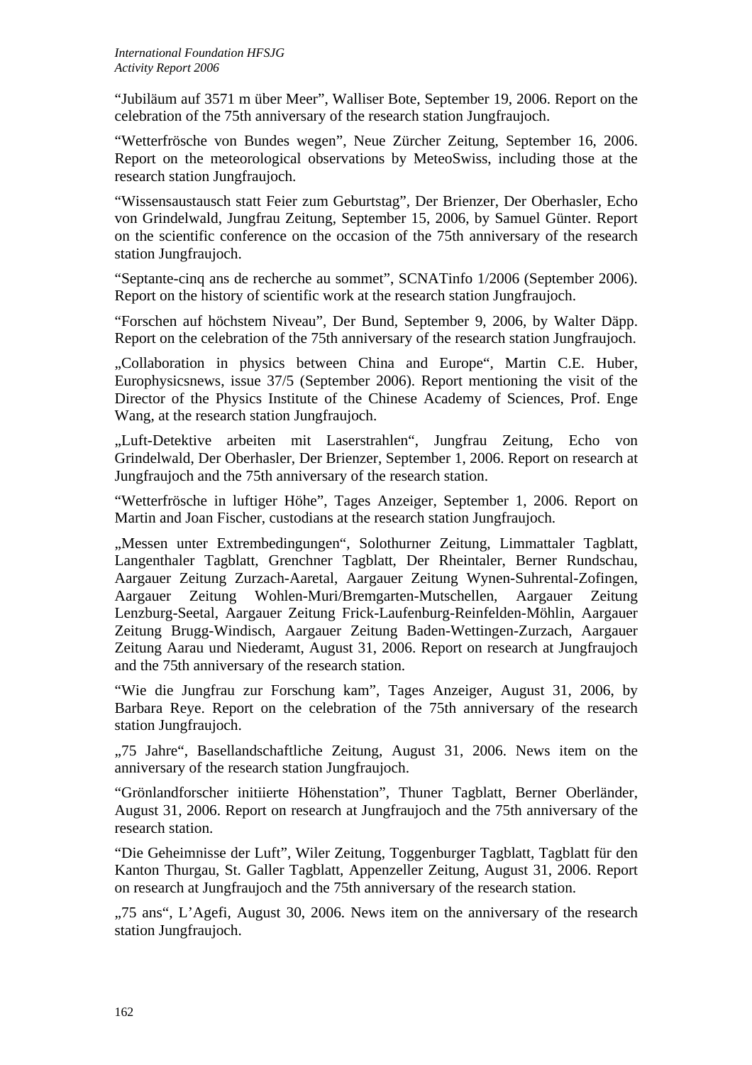“Jubiläum auf 3571 m über Meer”, Walliser Bote, September 19, 2006. Report on the celebration of the 75th anniversary of the research station Jungfraujoch.

“Wetterfrösche von Bundes wegen”, Neue Zürcher Zeitung, September 16, 2006. Report on the meteorological observations by MeteoSwiss, including those at the research station Jungfraujoch.

“Wissensaustausch statt Feier zum Geburtstag”, Der Brienzer, Der Oberhasler, Echo von Grindelwald, Jungfrau Zeitung, September 15, 2006, by Samuel Günter. Report on the scientific conference on the occasion of the 75th anniversary of the research station Jungfraujoch.

“Septante-cinq ans de recherche au sommet”, SCNATinfo 1/2006 (September 2006). Report on the history of scientific work at the research station Jungfraujoch.

“Forschen auf höchstem Niveau”, Der Bund, September 9, 2006, by Walter Däpp. Report on the celebration of the 75th anniversary of the research station Jungfraujoch.

„Collaboration in physics between China and Europe“, Martin C.E. Huber, Europhysicsnews, issue 37/5 (September 2006). Report mentioning the visit of the Director of the Physics Institute of the Chinese Academy of Sciences, Prof. Enge Wang, at the research station Jungfraujoch.

„Luft-Detektive arbeiten mit Laserstrahlen“, Jungfrau Zeitung, Echo von Grindelwald, Der Oberhasler, Der Brienzer, September 1, 2006. Report on research at Jungfraujoch and the 75th anniversary of the research station.

“Wetterfrösche in luftiger Höhe”, Tages Anzeiger, September 1, 2006. Report on Martin and Joan Fischer, custodians at the research station Jungfraujoch.

„Messen unter Extrembedingungen“, Solothurner Zeitung, Limmattaler Tagblatt, Langenthaler Tagblatt, Grenchner Tagblatt, Der Rheintaler, Berner Rundschau, Aargauer Zeitung Zurzach-Aaretal, Aargauer Zeitung Wynen-Suhrental-Zofingen, Aargauer Zeitung Wohlen-Muri/Bremgarten-Mutschellen, Aargauer Zeitung Lenzburg-Seetal, Aargauer Zeitung Frick-Laufenburg-Reinfelden-Möhlin, Aargauer Zeitung Brugg-Windisch, Aargauer Zeitung Baden-Wettingen-Zurzach, Aargauer Zeitung Aarau und Niederamt, August 31, 2006. Report on research at Jungfraujoch and the 75th anniversary of the research station.

“Wie die Jungfrau zur Forschung kam”, Tages Anzeiger, August 31, 2006, by Barbara Reye. Report on the celebration of the 75th anniversary of the research station Jungfraujoch.

„75 Jahre“, Basellandschaftliche Zeitung, August 31, 2006. News item on the anniversary of the research station Jungfraujoch.

“Grönlandforscher initiierte Höhenstation”, Thuner Tagblatt, Berner Oberländer, August 31, 2006. Report on research at Jungfraujoch and the 75th anniversary of the research station.

“Die Geheimnisse der Luft”, Wiler Zeitung, Toggenburger Tagblatt, Tagblatt für den Kanton Thurgau, St. Galler Tagblatt, Appenzeller Zeitung, August 31, 2006. Report on research at Jungfraujoch and the 75th anniversary of the research station.

„75 ans“, L’Agefi, August 30, 2006. News item on the anniversary of the research station Jungfraujoch.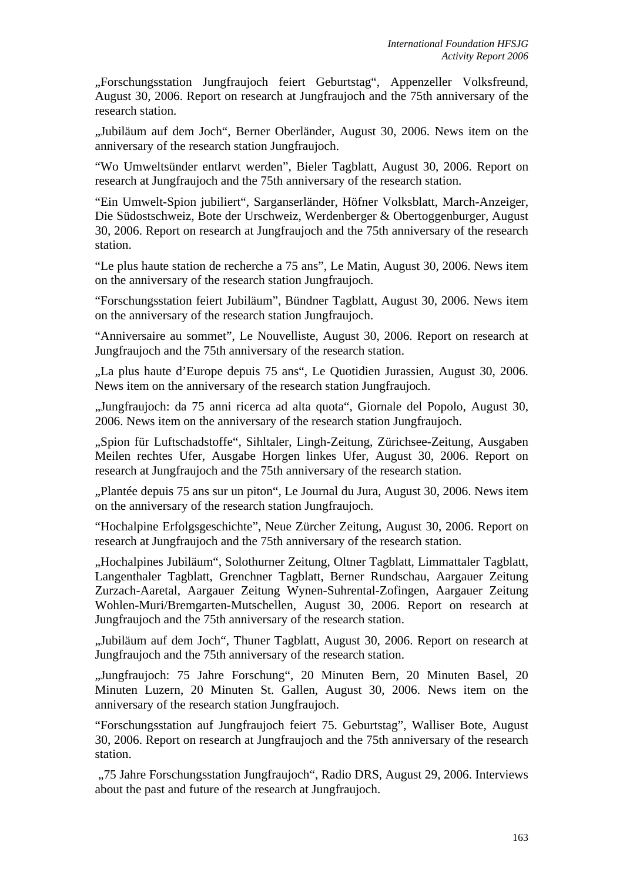„Forschungsstation Jungfraujoch feiert Geburtstag“, Appenzeller Volksfreund, August 30, 2006. Report on research at Jungfraujoch and the 75th anniversary of the research station.

„Jubiläum auf dem Joch“, Berner Oberländer, August 30, 2006. News item on the anniversary of the research station Jungfraujoch.

“Wo Umweltsünder entlarvt werden”, Bieler Tagblatt, August 30, 2006. Report on research at Jungfraujoch and the 75th anniversary of the research station.

“Ein Umwelt-Spion jubiliert“, Sarganserländer, Höfner Volksblatt, March-Anzeiger, Die Südostschweiz, Bote der Urschweiz, Werdenberger & Obertoggenburger, August 30, 2006. Report on research at Jungfraujoch and the 75th anniversary of the research station.

“Le plus haute station de recherche a 75 ans”, Le Matin, August 30, 2006. News item on the anniversary of the research station Jungfraujoch.

“Forschungsstation feiert Jubiläum”, Bündner Tagblatt, August 30, 2006. News item on the anniversary of the research station Jungfraujoch.

“Anniversaire au sommet”, Le Nouvelliste, August 30, 2006. Report on research at Jungfraujoch and the 75th anniversary of the research station.

„La plus haute d'Europe depuis 75 ans“, Le Quotidien Jurassien, August 30, 2006. News item on the anniversary of the research station Jungfraujoch.

„Jungfraujoch: da 75 anni ricerca ad alta quota“, Giornale del Popolo, August 30, 2006. News item on the anniversary of the research station Jungfraujoch.

„Spion für Luftschadstoffe“, Sihltaler, Lingh-Zeitung, Zürichsee-Zeitung, Ausgaben Meilen rechtes Ufer, Ausgabe Horgen linkes Ufer, August 30, 2006. Report on research at Jungfraujoch and the 75th anniversary of the research station.

„Plantée depuis 75 ans sur un piton“, Le Journal du Jura, August 30, 2006. News item on the anniversary of the research station Jungfraujoch.

“Hochalpine Erfolgsgeschichte”, Neue Zürcher Zeitung, August 30, 2006. Report on research at Jungfraujoch and the 75th anniversary of the research station.

„Hochalpines Jubiläum“, Solothurner Zeitung, Oltner Tagblatt, Limmattaler Tagblatt, Langenthaler Tagblatt, Grenchner Tagblatt, Berner Rundschau, Aargauer Zeitung Zurzach-Aaretal, Aargauer Zeitung Wynen-Suhrental-Zofingen, Aargauer Zeitung Wohlen-Muri/Bremgarten-Mutschellen, August 30, 2006. Report on research at Jungfraujoch and the 75th anniversary of the research station.

„Jubiläum auf dem Joch“, Thuner Tagblatt, August 30, 2006. Report on research at Jungfraujoch and the 75th anniversary of the research station.

„Jungfraujoch: 75 Jahre Forschung“, 20 Minuten Bern, 20 Minuten Basel, 20 Minuten Luzern, 20 Minuten St. Gallen, August 30, 2006. News item on the anniversary of the research station Jungfraujoch.

“Forschungsstation auf Jungfraujoch feiert 75. Geburtstag”, Walliser Bote, August 30, 2006. Report on research at Jungfraujoch and the 75th anniversary of the research station.

„75 Jahre Forschungsstation Jungfraujoch“, Radio DRS, August 29, 2006. Interviews about the past and future of the research at Jungfraujoch.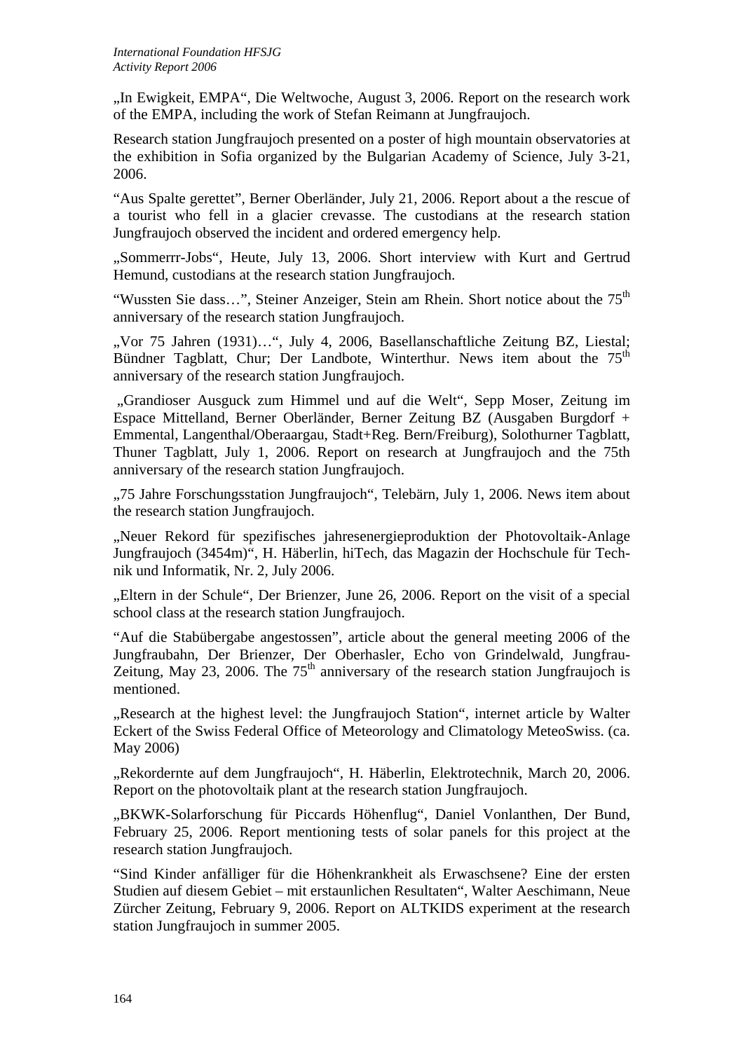„In Ewigkeit, EMPA“, Die Weltwoche, August 3, 2006. Report on the research work of the EMPA, including the work of Stefan Reimann at Jungfraujoch.

Research station Jungfraujoch presented on a poster of high mountain observatories at the exhibition in Sofia organized by the Bulgarian Academy of Science, July 3-21, 2006.

“Aus Spalte gerettet”, Berner Oberländer, July 21, 2006. Report about a the rescue of a tourist who fell in a glacier crevasse. The custodians at the research station Jungfraujoch observed the incident and ordered emergency help.

„Sommerrr-Jobs“, Heute, July 13, 2006. Short interview with Kurt and Gertrud Hemund, custodians at the research station Jungfraujoch.

“Wussten Sie dass…”, Steiner Anzeiger, Stein am Rhein. Short notice about the 75$^{th}$ anniversary of the research station Jungfraujoch.

„Vor 75 Jahren (1931)…“, July 4, 2006, Basellanschaftliche Zeitung BZ, Liestal; Bündner Tagblatt, Chur; Der Landbote, Winterthur. News item about the 75$^{th}$ anniversary of the research station Jungfraujoch.

„Grandioser Ausguck zum Himmel und auf die Welt“, Sepp Moser, Zeitung im Espace Mittelland, Berner Oberländer, Berner Zeitung BZ (Ausgaben Burgdorf + Emmental, Langenthal/Oberaargau, Stadt+Reg. Bern/Freiburg), Solothurner Tagblatt, Thuner Tagblatt, July 1, 2006. Report on research at Jungfraujoch and the 75th anniversary of the research station Jungfraujoch.

„75 Jahre Forschungsstation Jungfraujoch“, Telebärn, July 1, 2006. News item about the research station Jungfraujoch.

„Neuer Rekord für spezifisches jahresenergieproduktion der Photovoltaik-Anlage Jungfraujoch (3454m)“, H. Häberlin, hiTech, das Magazin der Hochschule für Technik und Informatik, Nr. 2, July 2006.

„Eltern in der Schule“, Der Brienzer, June 26, 2006. Report on the visit of a special school class at the research station Jungfraujoch.

“Auf die Stabübergabe angestossen”, article about the general meeting 2006 of the Jungfraubahn, Der Brienzer, Der Oberhasler, Echo von Grindelwald, Jungfrau-Zeitung, May 23, 2006. The 75$^{th}$ anniversary of the research station Jungfraujoch is mentioned.

„Research at the highest level: the Jungfraujoch Station“, internet article by Walter Eckert of the Swiss Federal Office of Meteorology and Climatology MeteoSwiss. (ca. May 2006)

„Rekordernte auf dem Jungfraujoch“, H. Häberlin, Elektrotechnik, March 20, 2006. Report on the photovoltaik plant at the research station Jungfraujoch.

„BKWK-Solarforschung für Piccards Höhenflug“, Daniel Vonlanthen, Der Bund, February 25, 2006. Report mentioning tests of solar panels for this project at the research station Jungfraujoch.

“Sind Kinder anfälliger für die Höhenkrankheit als Erwaschsene? Eine der ersten Studien auf diesem Gebiet – mit erstaunlichen Resultaten“, Walter Aeschimann, Neue Zürcher Zeitung, February 9, 2006. Report on ALTKIDS experiment at the research station Jungfraujoch in summer 2005.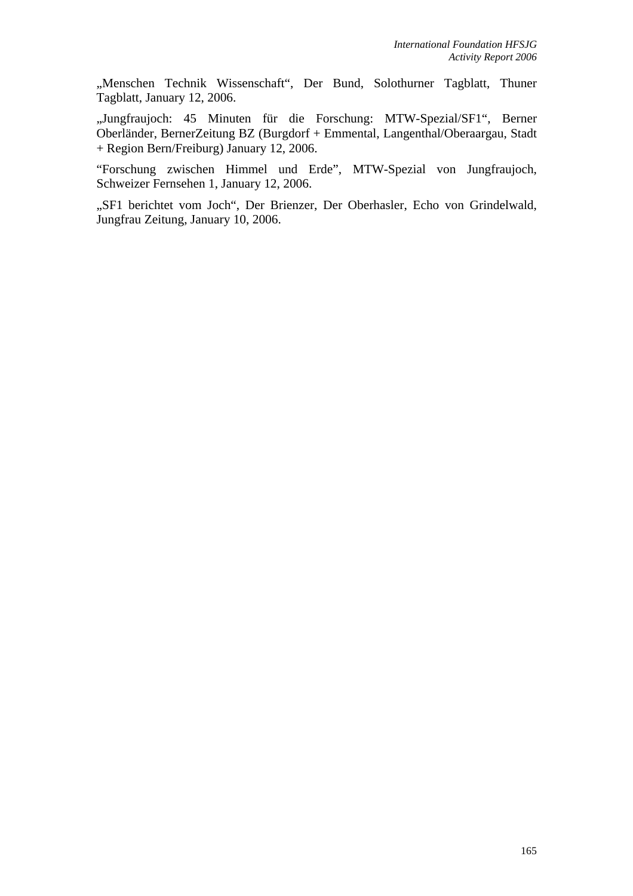„Menschen Technik Wissenschaft“, Der Bund, Solothurner Tagblatt, Thuner Tagblatt, January 12, 2006.

„Jungfraujoch: 45 Minuten für die Forschung: MTW-Spezial/SF1“, Berner Oberländer, BernerZeitung BZ (Burgdorf + Emmental, Langenthal/Oberaargau, Stadt + Region Bern/Freiburg) January 12, 2006.

“Forschung zwischen Himmel und Erde”, MTW-Spezial von Jungfraujoch, Schweizer Fernsehen 1, January 12, 2006.

„SF1 berichtet vom Joch“, Der Brienzer, Der Oberhasler, Echo von Grindelwald, Jungfrau Zeitung, January 10, 2006.